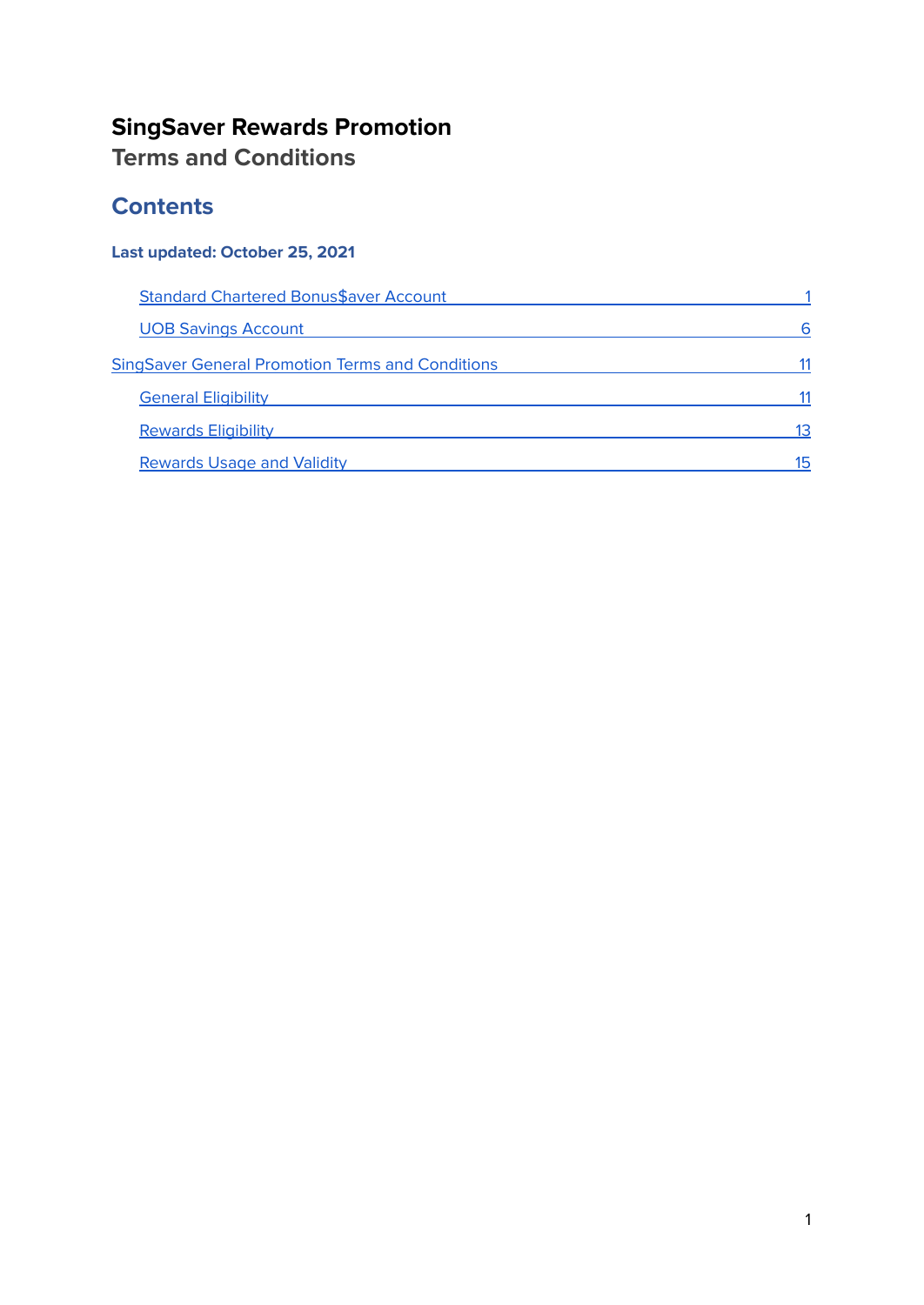# SingSaver Rewards Promotion

## Terms and Conditions

## Contents

**Last updated: October 25, 2021**

- Standard Chartered Bonus$aver Account — 1
- UOB Savings Account — 6

SingSaver General Promotion Terms and Conditions — 11

- General Eligibility — 11
- Rewards Eligibility — 13
- Rewards Usage and Validity — 15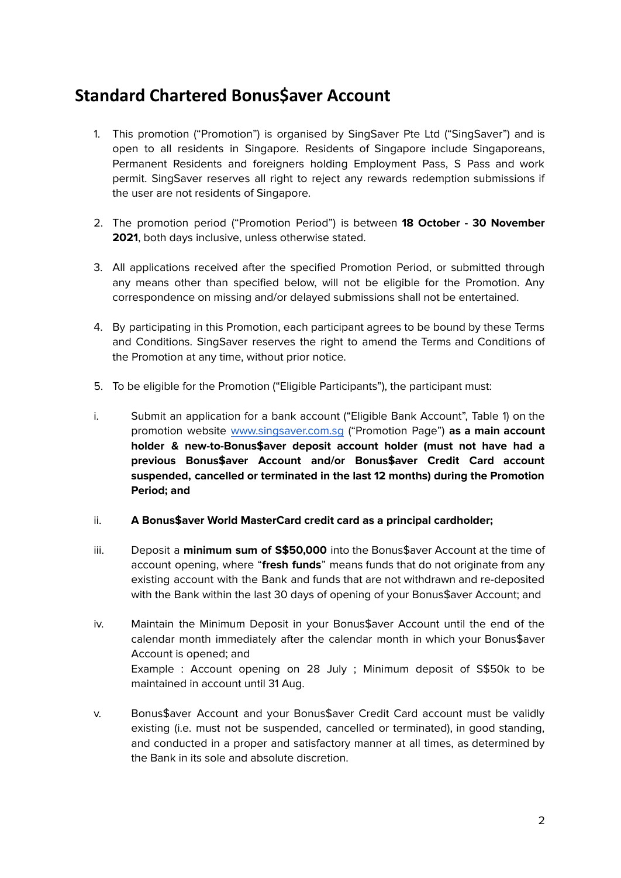# Standard Chartered Bonus$aver Account

1. This promotion ("Promotion") is organised by SingSaver Pte Ltd ("SingSaver") and is open to all residents in Singapore. Residents of Singapore include Singaporeans, Permanent Residents and foreigners holding Employment Pass, S Pass and work permit. SingSaver reserves all right to reject any rewards redemption submissions if the user are not residents of Singapore.

2. The promotion period ("Promotion Period") is between **18 October - 30 November 2021**, both days inclusive, unless otherwise stated.

3. All applications received after the specified Promotion Period, or submitted through any means other than specified below, will not be eligible for the Promotion. Any correspondence on missing and/or delayed submissions shall not be entertained.

4. By participating in this Promotion, each participant agrees to be bound by these Terms and Conditions. SingSaver reserves the right to amend the Terms and Conditions of the Promotion at any time, without prior notice.

5. To be eligible for the Promotion ("Eligible Participants"), the participant must:

   i. Submit an application for a bank account ("Eligible Bank Account", Table 1) on the promotion website www.singsaver.com.sg ("Promotion Page") **as a main account holder & new-to-Bonus$aver deposit account holder (must not have had a previous Bonus$aver Account and/or Bonus$aver Credit Card account suspended, cancelled or terminated in the last 12 months) during the Promotion Period; and**

   ii. **A Bonus$aver World MasterCard credit card as a principal cardholder;**

   iii. Deposit a **minimum sum of S$50,000** into the Bonus$aver Account at the time of account opening, where "**fresh funds**" means funds that do not originate from any existing account with the Bank and funds that are not withdrawn and re-deposited with the Bank within the last 30 days of opening of your Bonus$aver Account; and

   iv. Maintain the Minimum Deposit in your Bonus$aver Account until the end of the calendar month immediately after the calendar month in which your Bonus$aver Account is opened; and
   Example : Account opening on 28 July ; Minimum deposit of S$50k to be maintained in account until 31 Aug.

   v. Bonus$aver Account and your Bonus$aver Credit Card account must be validly existing (i.e. must not be suspended, cancelled or terminated), in good standing, and conducted in a proper and satisfactory manner at all times, as determined by the Bank in its sole and absolute discretion.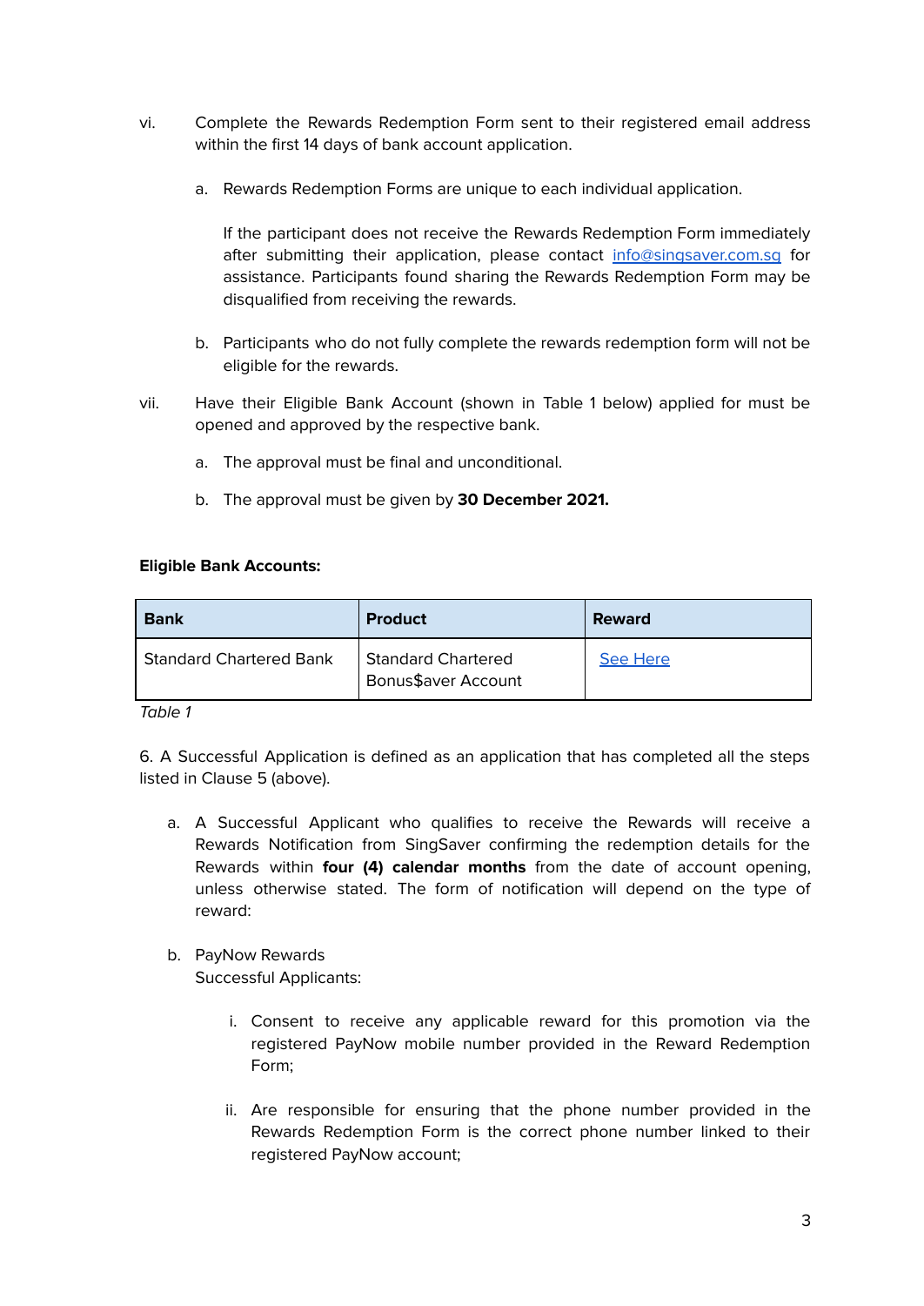vi. Complete the Rewards Redemption Form sent to their registered email address within the first 14 days of bank account application.

   a. Rewards Redemption Forms are unique to each individual application.

      If the participant does not receive the Rewards Redemption Form immediately after submitting their application, please contact [info@singsaver.com.sg](mailto:info@singsaver.com.sg) for assistance. Participants found sharing the Rewards Redemption Form may be disqualified from receiving the rewards.

   b. Participants who do not fully complete the rewards redemption form will not be eligible for the rewards.

vii. Have their Eligible Bank Account (shown in Table 1 below) applied for must be opened and approved by the respective bank.

   a. The approval must be final and unconditional.

   b. The approval must be given by **30 December 2021.**

**Eligible Bank Accounts:**

| Bank | Product | Reward |
|---|---|---|
| Standard Chartered Bank | Standard Chartered Bonus$aver Account | See Here |

*Table 1*

6. A Successful Application is defined as an application that has completed all the steps listed in Clause 5 (above).

   a. A Successful Applicant who qualifies to receive the Rewards will receive a Rewards Notification from SingSaver confirming the redemption details for the Rewards within **four (4) calendar months** from the date of account opening, unless otherwise stated. The form of notification will depend on the type of reward:

   b. PayNow Rewards
      Successful Applicants:

      i. Consent to receive any applicable reward for this promotion via the registered PayNow mobile number provided in the Reward Redemption Form;

      ii. Are responsible for ensuring that the phone number provided in the Rewards Redemption Form is the correct phone number linked to their registered PayNow account;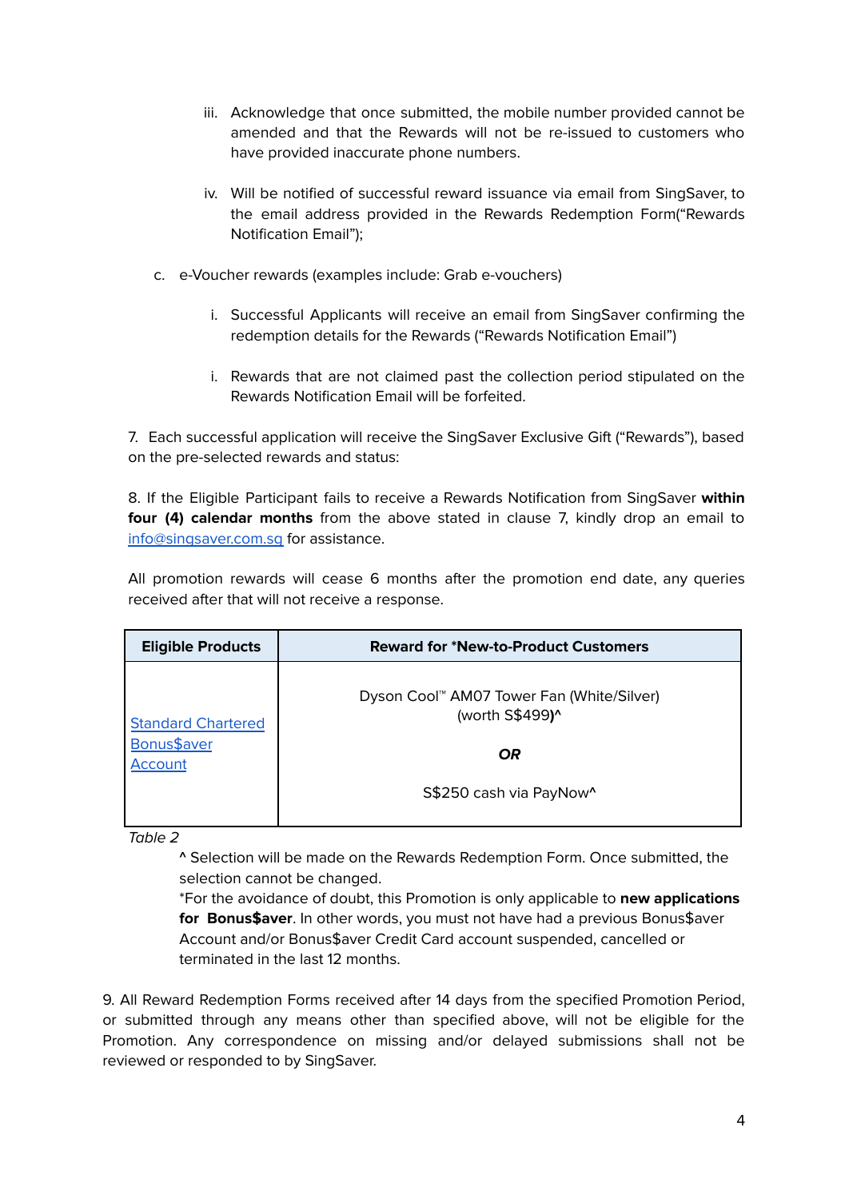iii. Acknowledge that once submitted, the mobile number provided cannot be amended and that the Rewards will not be re-issued to customers who have provided inaccurate phone numbers.

iv. Will be notified of successful reward issuance via email from SingSaver, to the email address provided in the Rewards Redemption Form("Rewards Notification Email");

c. e-Voucher rewards (examples include: Grab e-vouchers)

i. Successful Applicants will receive an email from SingSaver confirming the redemption details for the Rewards ("Rewards Notification Email")

i. Rewards that are not claimed past the collection period stipulated on the Rewards Notification Email will be forfeited.

7. Each successful application will receive the SingSaver Exclusive Gift ("Rewards"), based on the pre-selected rewards and status:

8. If the Eligible Participant fails to receive a Rewards Notification from SingSaver **within four (4) calendar months** from the above stated in clause 7, kindly drop an email to [info@singsaver.com.sg](mailto:info@singsaver.com.sg) for assistance.

All promotion rewards will cease 6 months after the promotion end date, any queries received after that will not receive a response.

| Eligible Products | Reward for *New-to-Product Customers |
|---|---|
| [Standard Chartered Bonus$aver Account]() | Dyson Cool™ AM07 Tower Fan (White/Silver) (worth S$499)^ <br><br> ***OR*** <br><br> S$250 cash via PayNow^ |

*Table 2*

^ Selection will be made on the Rewards Redemption Form. Once submitted, the selection cannot be changed.

*For the avoidance of doubt, this Promotion is only applicable to **new applications for Bonus$aver**. In other words, you must not have had a previous Bonus$aver Account and/or Bonus$aver Credit Card account suspended, cancelled or terminated in the last 12 months.

9. All Reward Redemption Forms received after 14 days from the specified Promotion Period, or submitted through any means other than specified above, will not be eligible for the Promotion. Any correspondence on missing and/or delayed submissions shall not be reviewed or responded to by SingSaver.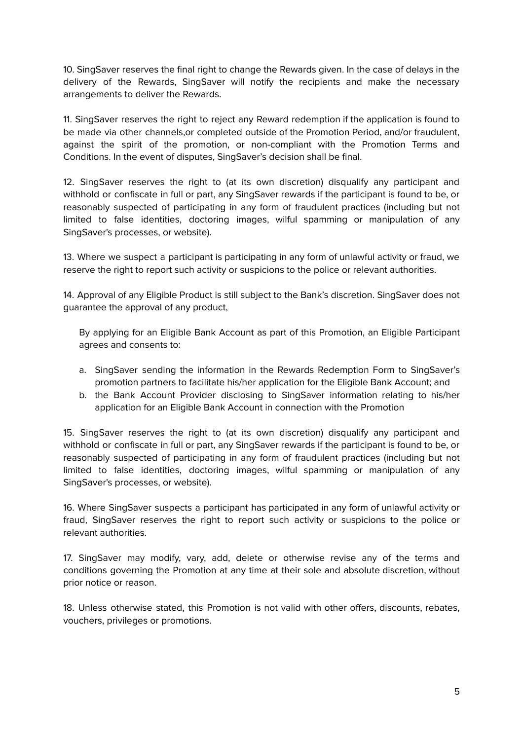10. SingSaver reserves the final right to change the Rewards given. In the case of delays in the delivery of the Rewards, SingSaver will notify the recipients and make the necessary arrangements to deliver the Rewards.

11. SingSaver reserves the right to reject any Reward redemption if the application is found to be made via other channels,or completed outside of the Promotion Period, and/or fraudulent, against the spirit of the promotion, or non-compliant with the Promotion Terms and Conditions. In the event of disputes, SingSaver's decision shall be final.

12. SingSaver reserves the right to (at its own discretion) disqualify any participant and withhold or confiscate in full or part, any SingSaver rewards if the participant is found to be, or reasonably suspected of participating in any form of fraudulent practices (including but not limited to false identities, doctoring images, wilful spamming or manipulation of any SingSaver's processes, or website).

13. Where we suspect a participant is participating in any form of unlawful activity or fraud, we reserve the right to report such activity or suspicions to the police or relevant authorities.

14. Approval of any Eligible Product is still subject to the Bank's discretion. SingSaver does not guarantee the approval of any product,

By applying for an Eligible Bank Account as part of this Promotion, an Eligible Participant agrees and consents to:

a. SingSaver sending the information in the Rewards Redemption Form to SingSaver's promotion partners to facilitate his/her application for the Eligible Bank Account; and
b. the Bank Account Provider disclosing to SingSaver information relating to his/her application for an Eligible Bank Account in connection with the Promotion

15. SingSaver reserves the right to (at its own discretion) disqualify any participant and withhold or confiscate in full or part, any SingSaver rewards if the participant is found to be, or reasonably suspected of participating in any form of fraudulent practices (including but not limited to false identities, doctoring images, wilful spamming or manipulation of any SingSaver's processes, or website).

16. Where SingSaver suspects a participant has participated in any form of unlawful activity or fraud, SingSaver reserves the right to report such activity or suspicions to the police or relevant authorities.

17. SingSaver may modify, vary, add, delete or otherwise revise any of the terms and conditions governing the Promotion at any time at their sole and absolute discretion, without prior notice or reason.

18. Unless otherwise stated, this Promotion is not valid with other offers, discounts, rebates, vouchers, privileges or promotions.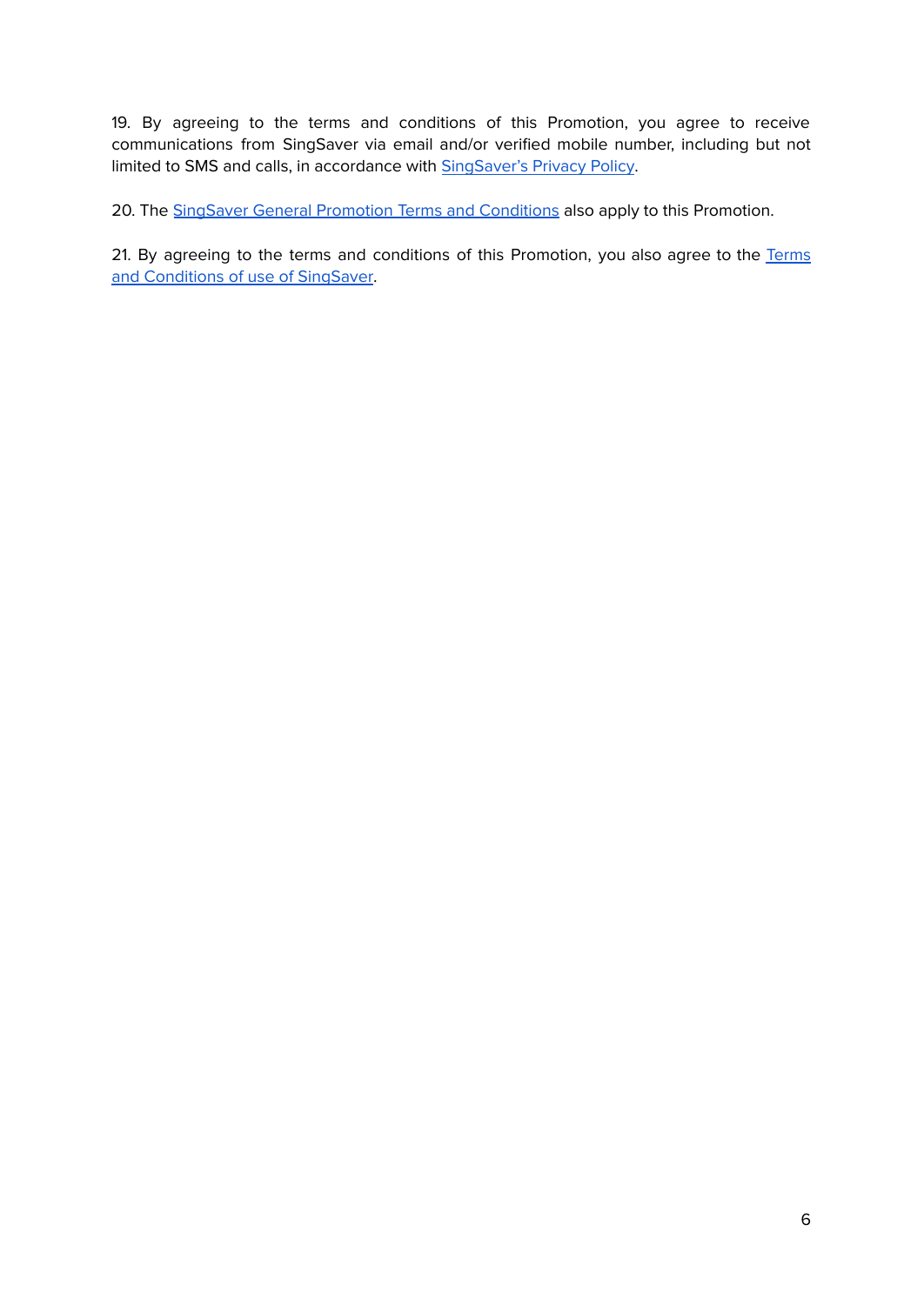19. By agreeing to the terms and conditions of this Promotion, you agree to receive communications from SingSaver via email and/or verified mobile number, including but not limited to SMS and calls, in accordance with SingSaver's Privacy Policy.

20. The SingSaver General Promotion Terms and Conditions also apply to this Promotion.

21. By agreeing to the terms and conditions of this Promotion, you also agree to the Terms and Conditions of use of SingSaver.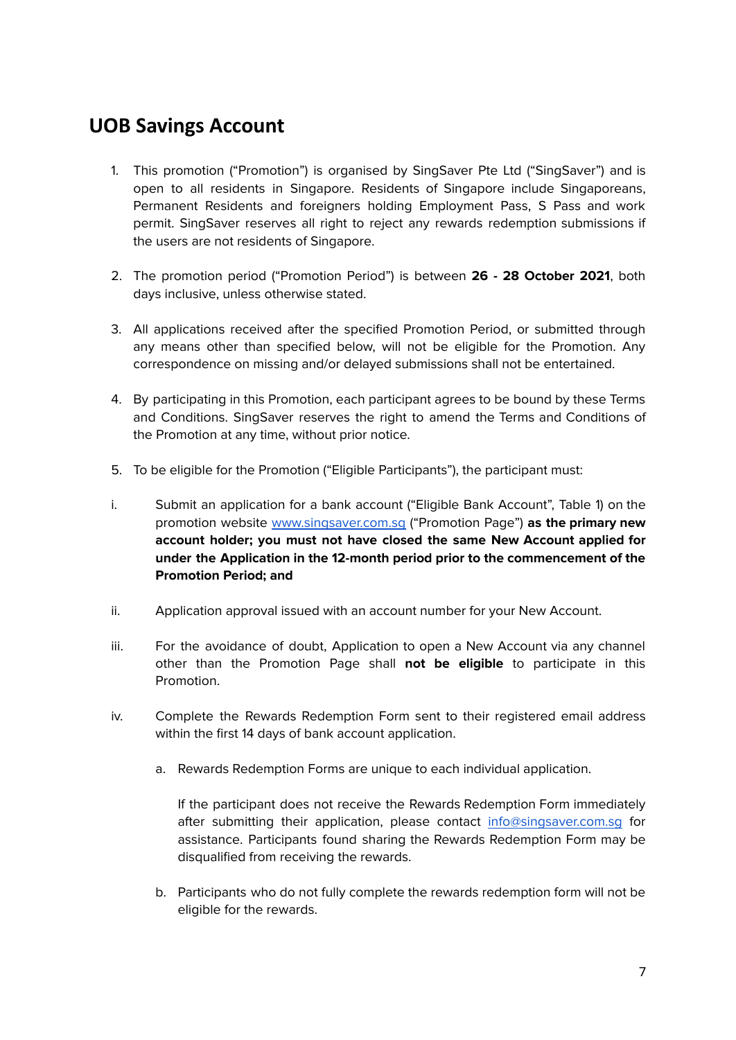## UOB Savings Account

1. This promotion ("Promotion") is organised by SingSaver Pte Ltd ("SingSaver") and is open to all residents in Singapore. Residents of Singapore include Singaporeans, Permanent Residents and foreigners holding Employment Pass, S Pass and work permit. SingSaver reserves all right to reject any rewards redemption submissions if the users are not residents of Singapore.

2. The promotion period ("Promotion Period") is between **26 - 28 October 2021**, both days inclusive, unless otherwise stated.

3. All applications received after the specified Promotion Period, or submitted through any means other than specified below, will not be eligible for the Promotion. Any correspondence on missing and/or delayed submissions shall not be entertained.

4. By participating in this Promotion, each participant agrees to be bound by these Terms and Conditions. SingSaver reserves the right to amend the Terms and Conditions of the Promotion at any time, without prior notice.

5. To be eligible for the Promotion ("Eligible Participants"), the participant must:

i. Submit an application for a bank account ("Eligible Bank Account", Table 1) on the promotion website [www.singsaver.com.sg](http://www.singsaver.com.sg) ("Promotion Page") **as the primary new account holder; you must not have closed the same New Account applied for under the Application in the 12-month period prior to the commencement of the Promotion Period; and**

ii. Application approval issued with an account number for your New Account.

iii. For the avoidance of doubt, Application to open a New Account via any channel other than the Promotion Page shall **not be eligible** to participate in this Promotion.

iv. Complete the Rewards Redemption Form sent to their registered email address within the first 14 days of bank account application.

   a. Rewards Redemption Forms are unique to each individual application.

      If the participant does not receive the Rewards Redemption Form immediately after submitting their application, please contact [info@singsaver.com.sg](mailto:info@singsaver.com.sg) for assistance. Participants found sharing the Rewards Redemption Form may be disqualified from receiving the rewards.

   b. Participants who do not fully complete the rewards redemption form will not be eligible for the rewards.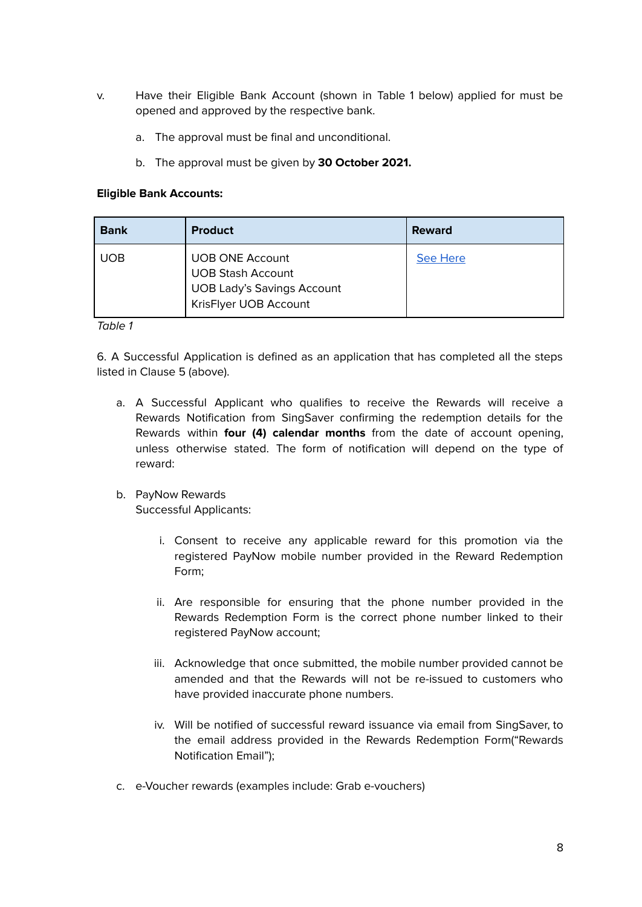v. Have their Eligible Bank Account (shown in Table 1 below) applied for must be opened and approved by the respective bank.

   a. The approval must be final and unconditional.

   b. The approval must be given by **30 October 2021.**

**Eligible Bank Accounts:**

| **Bank** | **Product** | **Reward** |
|---|---|---|
| UOB | UOB ONE Account<br>UOB Stash Account<br>UOB Lady's Savings Account<br>KrisFlyer UOB Account | [See Here]() |

*Table 1*

6. A Successful Application is defined as an application that has completed all the steps listed in Clause 5 (above).

   a. A Successful Applicant who qualifies to receive the Rewards will receive a Rewards Notification from SingSaver confirming the redemption details for the Rewards within **four (4) calendar months** from the date of account opening, unless otherwise stated. The form of notification will depend on the type of reward:

   b. PayNow Rewards
      Successful Applicants:

      i. Consent to receive any applicable reward for this promotion via the registered PayNow mobile number provided in the Reward Redemption Form;

      ii. Are responsible for ensuring that the phone number provided in the Rewards Redemption Form is the correct phone number linked to their registered PayNow account;

      iii. Acknowledge that once submitted, the mobile number provided cannot be amended and that the Rewards will not be re-issued to customers who have provided inaccurate phone numbers.

      iv. Will be notified of successful reward issuance via email from SingSaver, to the email address provided in the Rewards Redemption Form("Rewards Notification Email");

   c. e-Voucher rewards (examples include: Grab e-vouchers)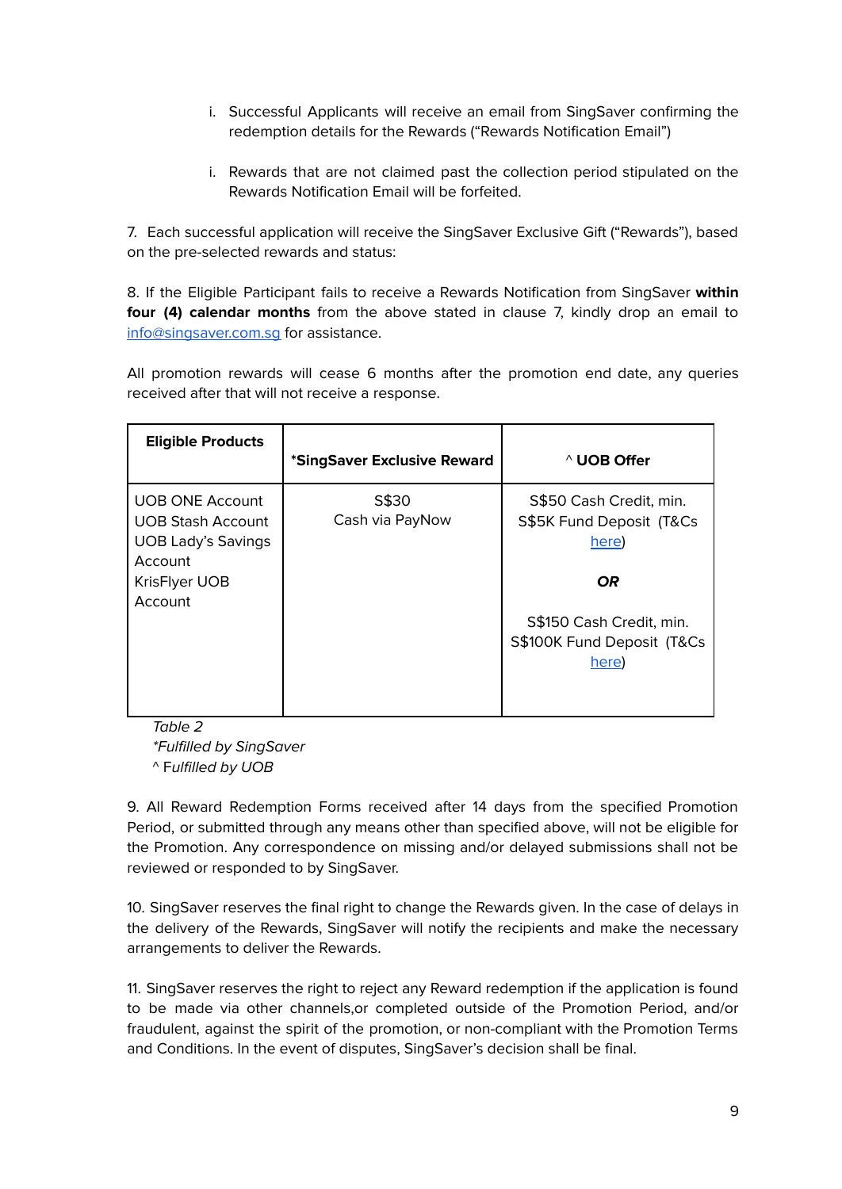i. Successful Applicants will receive an email from SingSaver confirming the redemption details for the Rewards ("Rewards Notification Email")

i. Rewards that are not claimed past the collection period stipulated on the Rewards Notification Email will be forfeited.

7. Each successful application will receive the SingSaver Exclusive Gift ("Rewards"), based on the pre-selected rewards and status:

8. If the Eligible Participant fails to receive a Rewards Notification from SingSaver **within four (4) calendar months** from the above stated in clause 7, kindly drop an email to [info@singsaver.com.sg](mailto:info@singsaver.com.sg) for assistance.

All promotion rewards will cease 6 months after the promotion end date, any queries received after that will not receive a response.

| **Eligible Products** | ***SingSaver Exclusive Reward** | **^ UOB Offer** |
|---|---|---|
| UOB ONE Account<br>UOB Stash Account<br>UOB Lady's Savings Account<br>KrisFlyer UOB Account | S$30<br>Cash via PayNow | S$50 Cash Credit, min. S$5K Fund Deposit (T&Cs here)<br><br>***OR***<br><br>S$150 Cash Credit, min. S$100K Fund Deposit (T&Cs here) |

*Table 2*
**Fulfilled by SingSaver*
^ *Fulfilled by UOB*

9. All Reward Redemption Forms received after 14 days from the specified Promotion Period, or submitted through any means other than specified above, will not be eligible for the Promotion. Any correspondence on missing and/or delayed submissions shall not be reviewed or responded to by SingSaver.

10. SingSaver reserves the final right to change the Rewards given. In the case of delays in the delivery of the Rewards, SingSaver will notify the recipients and make the necessary arrangements to deliver the Rewards.

11. SingSaver reserves the right to reject any Reward redemption if the application is found to be made via other channels,or completed outside of the Promotion Period, and/or fraudulent, against the spirit of the promotion, or non-compliant with the Promotion Terms and Conditions. In the event of disputes, SingSaver's decision shall be final.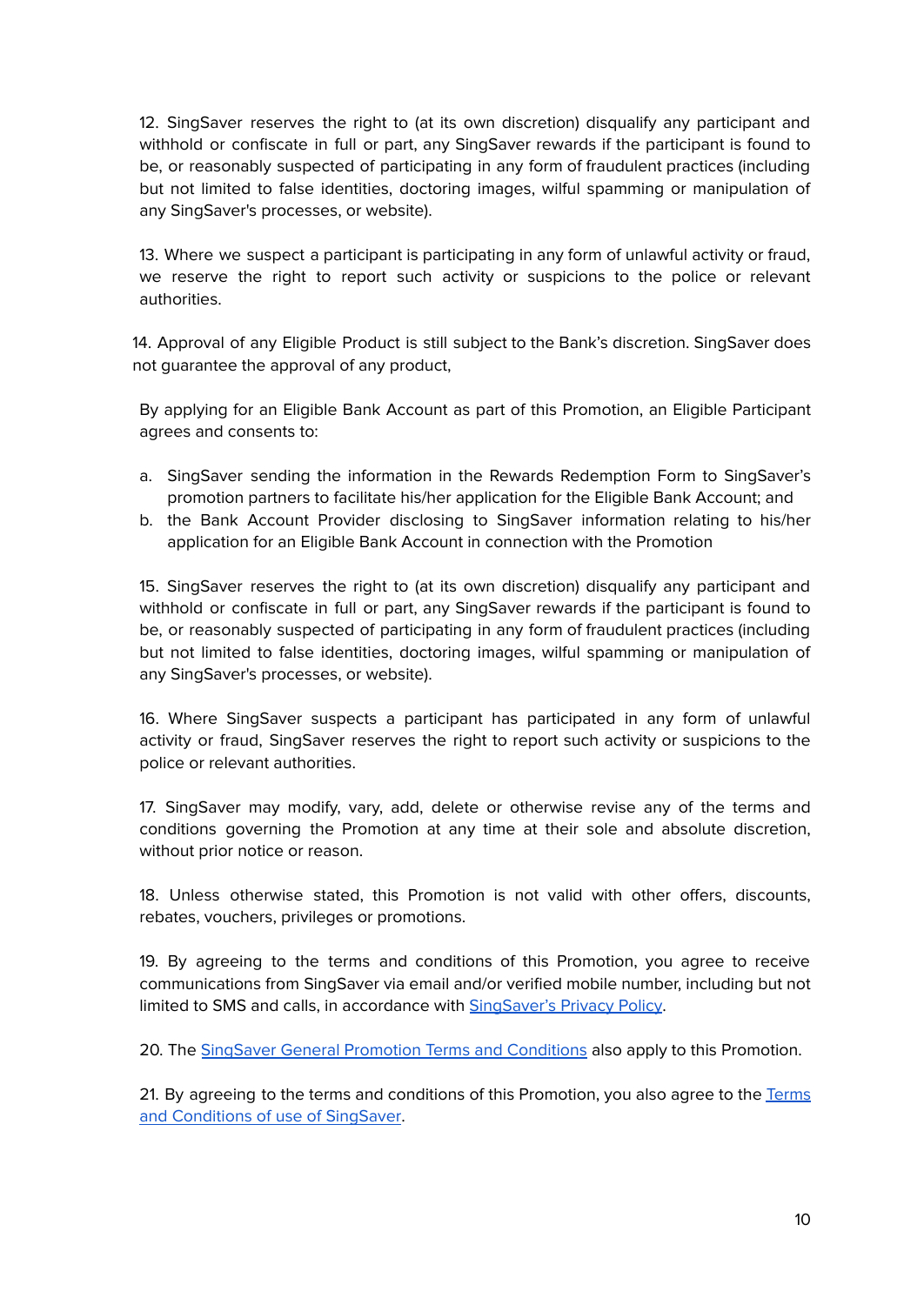12. SingSaver reserves the right to (at its own discretion) disqualify any participant and withhold or confiscate in full or part, any SingSaver rewards if the participant is found to be, or reasonably suspected of participating in any form of fraudulent practices (including but not limited to false identities, doctoring images, wilful spamming or manipulation of any SingSaver's processes, or website).

13. Where we suspect a participant is participating in any form of unlawful activity or fraud, we reserve the right to report such activity or suspicions to the police or relevant authorities.

14. Approval of any Eligible Product is still subject to the Bank's discretion. SingSaver does not guarantee the approval of any product,

By applying for an Eligible Bank Account as part of this Promotion, an Eligible Participant agrees and consents to:

a. SingSaver sending the information in the Rewards Redemption Form to SingSaver's promotion partners to facilitate his/her application for the Eligible Bank Account; and
b. the Bank Account Provider disclosing to SingSaver information relating to his/her application for an Eligible Bank Account in connection with the Promotion

15. SingSaver reserves the right to (at its own discretion) disqualify any participant and withhold or confiscate in full or part, any SingSaver rewards if the participant is found to be, or reasonably suspected of participating in any form of fraudulent practices (including but not limited to false identities, doctoring images, wilful spamming or manipulation of any SingSaver's processes, or website).

16. Where SingSaver suspects a participant has participated in any form of unlawful activity or fraud, SingSaver reserves the right to report such activity or suspicions to the police or relevant authorities.

17. SingSaver may modify, vary, add, delete or otherwise revise any of the terms and conditions governing the Promotion at any time at their sole and absolute discretion, without prior notice or reason.

18. Unless otherwise stated, this Promotion is not valid with other offers, discounts, rebates, vouchers, privileges or promotions.

19. By agreeing to the terms and conditions of this Promotion, you agree to receive communications from SingSaver via email and/or verified mobile number, including but not limited to SMS and calls, in accordance with SingSaver's Privacy Policy.

20. The SingSaver General Promotion Terms and Conditions also apply to this Promotion.

21. By agreeing to the terms and conditions of this Promotion, you also agree to the Terms and Conditions of use of SingSaver.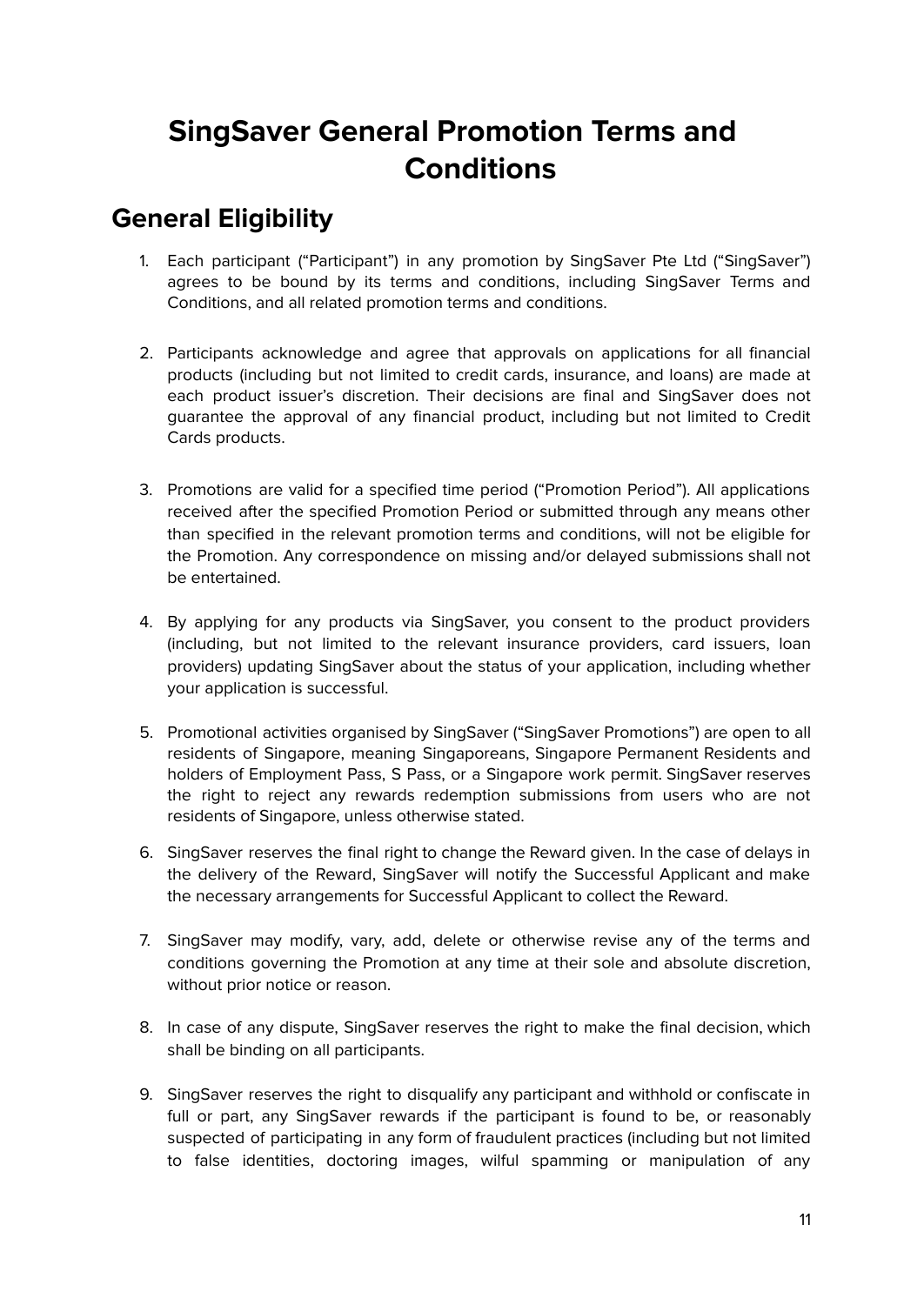# SingSaver General Promotion Terms and Conditions

## General Eligibility

1. Each participant ("Participant") in any promotion by SingSaver Pte Ltd ("SingSaver") agrees to be bound by its terms and conditions, including SingSaver Terms and Conditions, and all related promotion terms and conditions.

2. Participants acknowledge and agree that approvals on applications for all financial products (including but not limited to credit cards, insurance, and loans) are made at each product issuer's discretion. Their decisions are final and SingSaver does not guarantee the approval of any financial product, including but not limited to Credit Cards products.

3. Promotions are valid for a specified time period ("Promotion Period"). All applications received after the specified Promotion Period or submitted through any means other than specified in the relevant promotion terms and conditions, will not be eligible for the Promotion. Any correspondence on missing and/or delayed submissions shall not be entertained.

4. By applying for any products via SingSaver, you consent to the product providers (including, but not limited to the relevant insurance providers, card issuers, loan providers) updating SingSaver about the status of your application, including whether your application is successful.

5. Promotional activities organised by SingSaver ("SingSaver Promotions") are open to all residents of Singapore, meaning Singaporeans, Singapore Permanent Residents and holders of Employment Pass, S Pass, or a Singapore work permit. SingSaver reserves the right to reject any rewards redemption submissions from users who are not residents of Singapore, unless otherwise stated.

6. SingSaver reserves the final right to change the Reward given. In the case of delays in the delivery of the Reward, SingSaver will notify the Successful Applicant and make the necessary arrangements for Successful Applicant to collect the Reward.

7. SingSaver may modify, vary, add, delete or otherwise revise any of the terms and conditions governing the Promotion at any time at their sole and absolute discretion, without prior notice or reason.

8. In case of any dispute, SingSaver reserves the right to make the final decision, which shall be binding on all participants.

9. SingSaver reserves the right to disqualify any participant and withhold or confiscate in full or part, any SingSaver rewards if the participant is found to be, or reasonably suspected of participating in any form of fraudulent practices (including but not limited to false identities, doctoring images, wilful spamming or manipulation of any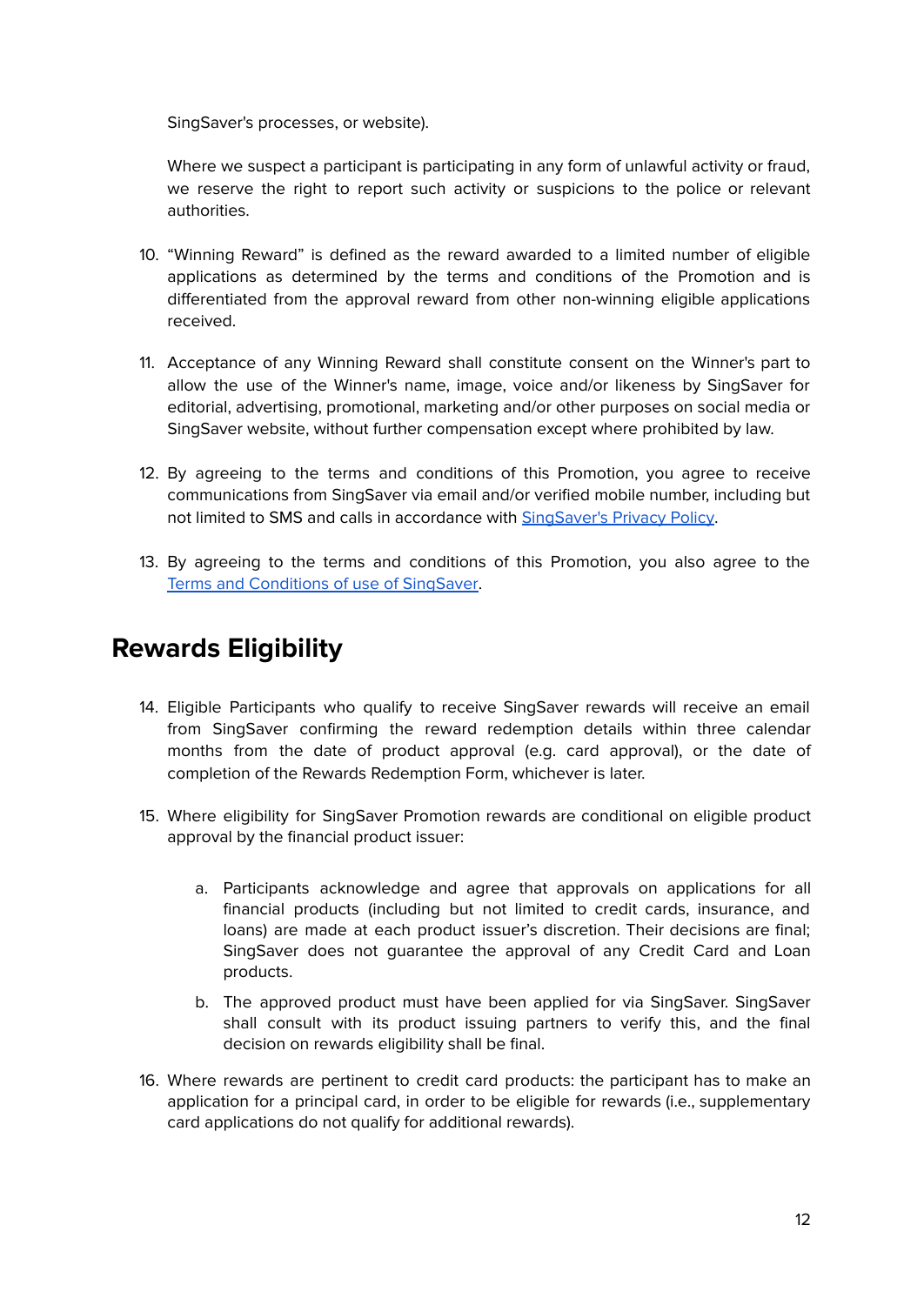SingSaver's processes, or website).

Where we suspect a participant is participating in any form of unlawful activity or fraud, we reserve the right to report such activity or suspicions to the police or relevant authorities.

10. "Winning Reward" is defined as the reward awarded to a limited number of eligible applications as determined by the terms and conditions of the Promotion and is differentiated from the approval reward from other non-winning eligible applications received.

11. Acceptance of any Winning Reward shall constitute consent on the Winner's part to allow the use of the Winner's name, image, voice and/or likeness by SingSaver for editorial, advertising, promotional, marketing and/or other purposes on social media or SingSaver website, without further compensation except where prohibited by law.

12. By agreeing to the terms and conditions of this Promotion, you agree to receive communications from SingSaver via email and/or verified mobile number, including but not limited to SMS and calls in accordance with [SingSaver's Privacy Policy]().

13. By agreeing to the terms and conditions of this Promotion, you also agree to the [Terms and Conditions of use of SingSaver]().

## Rewards Eligibility

14. Eligible Participants who qualify to receive SingSaver rewards will receive an email from SingSaver confirming the reward redemption details within three calendar months from the date of product approval (e.g. card approval), or the date of completion of the Rewards Redemption Form, whichever is later.

15. Where eligibility for SingSaver Promotion rewards are conditional on eligible product approval by the financial product issuer:

    a. Participants acknowledge and agree that approvals on applications for all financial products (including but not limited to credit cards, insurance, and loans) are made at each product issuer's discretion. Their decisions are final; SingSaver does not guarantee the approval of any Credit Card and Loan products.

    b. The approved product must have been applied for via SingSaver. SingSaver shall consult with its product issuing partners to verify this, and the final decision on rewards eligibility shall be final.

16. Where rewards are pertinent to credit card products: the participant has to make an application for a principal card, in order to be eligible for rewards (i.e., supplementary card applications do not qualify for additional rewards).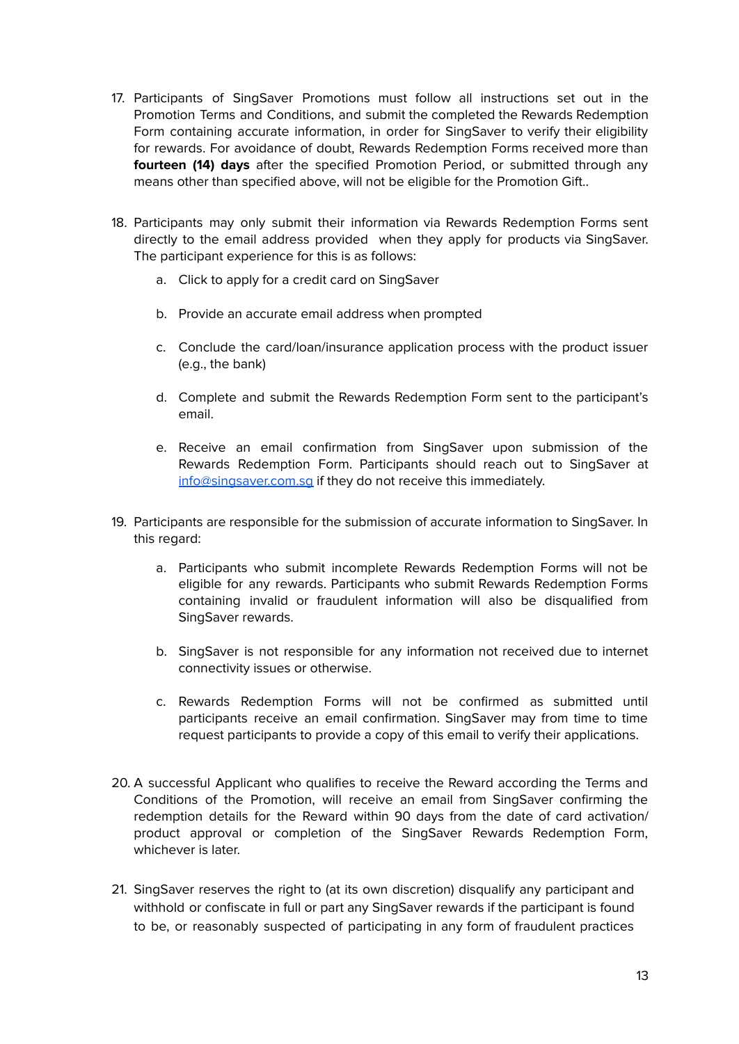17. Participants of SingSaver Promotions must follow all instructions set out in the Promotion Terms and Conditions, and submit the completed the Rewards Redemption Form containing accurate information, in order for SingSaver to verify their eligibility for rewards. For avoidance of doubt, Rewards Redemption Forms received more than **fourteen (14) days** after the specified Promotion Period, or submitted through any means other than specified above, will not be eligible for the Promotion Gift..

18. Participants may only submit their information via Rewards Redemption Forms sent directly to the email address provided when they apply for products via SingSaver. The participant experience for this is as follows:

    a. Click to apply for a credit card on SingSaver

    b. Provide an accurate email address when prompted

    c. Conclude the card/loan/insurance application process with the product issuer (e.g., the bank)

    d. Complete and submit the Rewards Redemption Form sent to the participant's email.

    e. Receive an email confirmation from SingSaver upon submission of the Rewards Redemption Form. Participants should reach out to SingSaver at [info@singsaver.com.sg](mailto:info@singsaver.com.sg) if they do not receive this immediately.

19. Participants are responsible for the submission of accurate information to SingSaver. In this regard:

    a. Participants who submit incomplete Rewards Redemption Forms will not be eligible for any rewards. Participants who submit Rewards Redemption Forms containing invalid or fraudulent information will also be disqualified from SingSaver rewards.

    b. SingSaver is not responsible for any information not received due to internet connectivity issues or otherwise.

    c. Rewards Redemption Forms will not be confirmed as submitted until participants receive an email confirmation. SingSaver may from time to time request participants to provide a copy of this email to verify their applications.

20. A successful Applicant who qualifies to receive the Reward according the Terms and Conditions of the Promotion, will receive an email from SingSaver confirming the redemption details for the Reward within 90 days from the date of card activation/ product approval or completion of the SingSaver Rewards Redemption Form, whichever is later.

21. SingSaver reserves the right to (at its own discretion) disqualify any participant and withhold or confiscate in full or part any SingSaver rewards if the participant is found to be, or reasonably suspected of participating in any form of fraudulent practices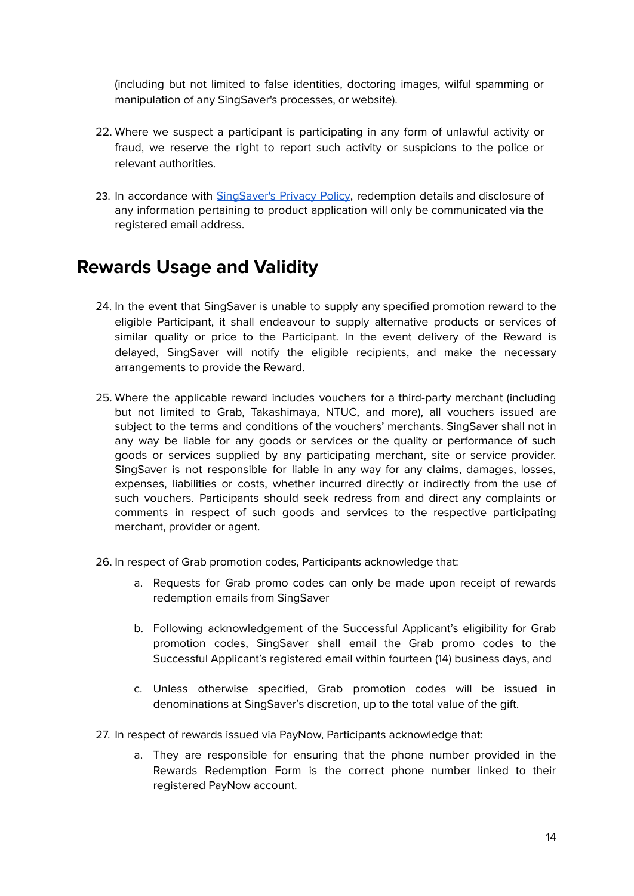(including but not limited to false identities, doctoring images, wilful spamming or manipulation of any SingSaver's processes, or website).

22. Where we suspect a participant is participating in any form of unlawful activity or fraud, we reserve the right to report such activity or suspicions to the police or relevant authorities.

23. In accordance with [SingSaver's Privacy Policy](), redemption details and disclosure of any information pertaining to product application will only be communicated via the registered email address.

## Rewards Usage and Validity

24. In the event that SingSaver is unable to supply any specified promotion reward to the eligible Participant, it shall endeavour to supply alternative products or services of similar quality or price to the Participant. In the event delivery of the Reward is delayed, SingSaver will notify the eligible recipients, and make the necessary arrangements to provide the Reward.

25. Where the applicable reward includes vouchers for a third-party merchant (including but not limited to Grab, Takashimaya, NTUC, and more), all vouchers issued are subject to the terms and conditions of the vouchers' merchants. SingSaver shall not in any way be liable for any goods or services or the quality or performance of such goods or services supplied by any participating merchant, site or service provider. SingSaver is not responsible for liable in any way for any claims, damages, losses, expenses, liabilities or costs, whether incurred directly or indirectly from the use of such vouchers. Participants should seek redress from and direct any complaints or comments in respect of such goods and services to the respective participating merchant, provider or agent.

26. In respect of Grab promotion codes, Participants acknowledge that:

    a. Requests for Grab promo codes can only be made upon receipt of rewards redemption emails from SingSaver

    b. Following acknowledgement of the Successful Applicant's eligibility for Grab promotion codes, SingSaver shall email the Grab promo codes to the Successful Applicant's registered email within fourteen (14) business days, and

    c. Unless otherwise specified, Grab promotion codes will be issued in denominations at SingSaver's discretion, up to the total value of the gift.

27. In respect of rewards issued via PayNow, Participants acknowledge that:

    a. They are responsible for ensuring that the phone number provided in the Rewards Redemption Form is the correct phone number linked to their registered PayNow account.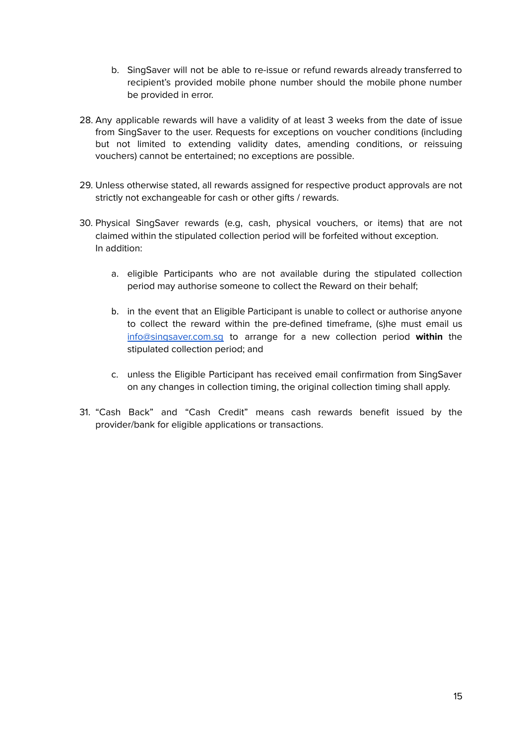b. SingSaver will not be able to re-issue or refund rewards already transferred to recipient's provided mobile phone number should the mobile phone number be provided in error.

28. Any applicable rewards will have a validity of at least 3 weeks from the date of issue from SingSaver to the user. Requests for exceptions on voucher conditions (including but not limited to extending validity dates, amending conditions, or reissuing vouchers) cannot be entertained; no exceptions are possible.

29. Unless otherwise stated, all rewards assigned for respective product approvals are not strictly not exchangeable for cash or other gifts / rewards.

30. Physical SingSaver rewards (e.g, cash, physical vouchers, or items) that are not claimed within the stipulated collection period will be forfeited without exception. In addition:

    a. eligible Participants who are not available during the stipulated collection period may authorise someone to collect the Reward on their behalf;

    b. in the event that an Eligible Participant is unable to collect or authorise anyone to collect the reward within the pre-defined timeframe, (s)he must email us info@singsaver.com.sg to arrange for a new collection period **within** the stipulated collection period; and

    c. unless the Eligible Participant has received email confirmation from SingSaver on any changes in collection timing, the original collection timing shall apply.

31. "Cash Back" and "Cash Credit" means cash rewards benefit issued by the provider/bank for eligible applications or transactions.